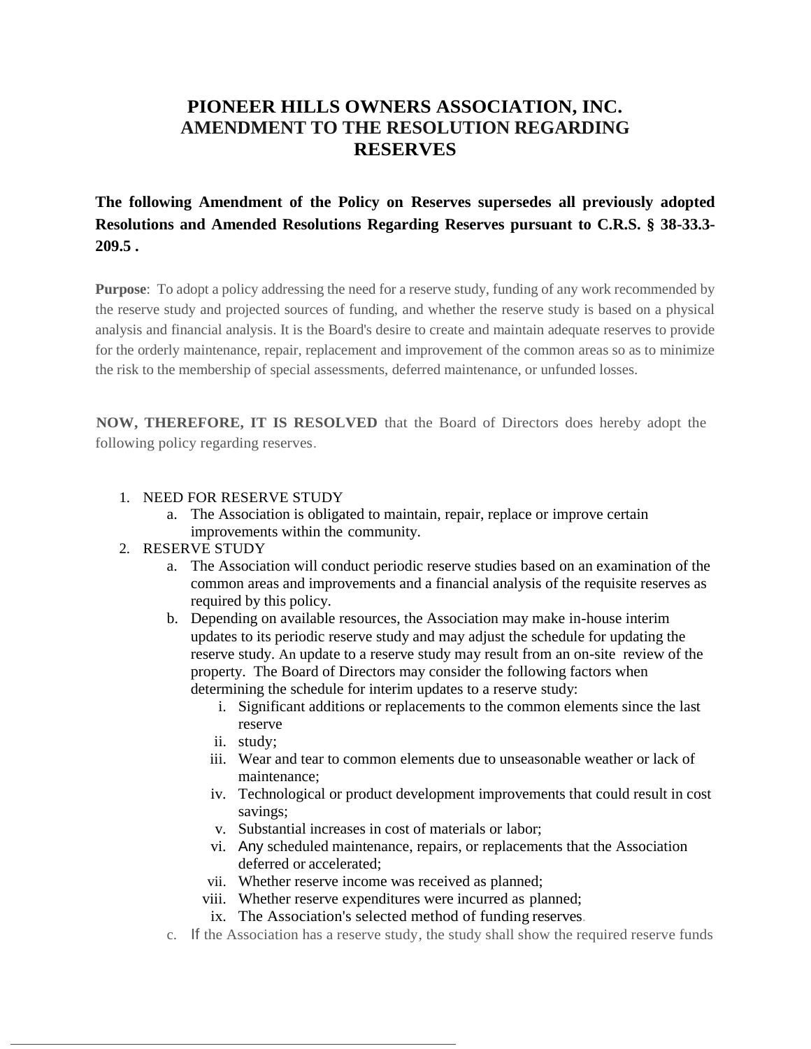# PIONEER HILLS OWNERS ASSOCIATION, INC.
# AMENDMENT TO THE RESOLUTION REGARDING RESERVES

**The following Amendment of the Policy on Reserves supersedes all previously adopted Resolutions and Amended Resolutions Regarding Reserves pursuant to C.R.S. § 38-33.3-209.5 .**

**Purpose**: To adopt a policy addressing the need for a reserve study, funding of any work recommended by the reserve study and projected sources of funding, and whether the reserve study is based on a physical analysis and financial analysis. It is the Board's desire to create and maintain adequate reserves to provide for the orderly maintenance, repair, replacement and improvement of the common areas so as to minimize the risk to the membership of special assessments, deferred maintenance, or unfunded losses.

**NOW, THEREFORE, IT IS RESOLVED** that the Board of Directors does hereby adopt the following policy regarding reserves.

1. NEED FOR RESERVE STUDY
   a. The Association is obligated to maintain, repair, replace or improve certain improvements within the community.
2. RESERVE STUDY
   a. The Association will conduct periodic reserve studies based on an examination of the common areas and improvements and a financial analysis of the requisite reserves as required by this policy.
   b. Depending on available resources, the Association may make in-house interim updates to its periodic reserve study and may adjust the schedule for updating the reserve study. An update to a reserve study may result from an on-site review of the property. The Board of Directors may consider the following factors when determining the schedule for interim updates to a reserve study:
      i. Significant additions or replacements to the common elements since the last reserve
      ii. study;
      iii. Wear and tear to common elements due to unseasonable weather or lack of maintenance;
      iv. Technological or product development improvements that could result in cost savings;
      v. Substantial increases in cost of materials or labor;
      vi. Any scheduled maintenance, repairs, or replacements that the Association deferred or accelerated;
      vii. Whether reserve income was received as planned;
      viii. Whether reserve expenditures were incurred as planned;
      ix. The Association's selected method of funding reserves.
   c. If the Association has a reserve study, the study shall show the required reserve funds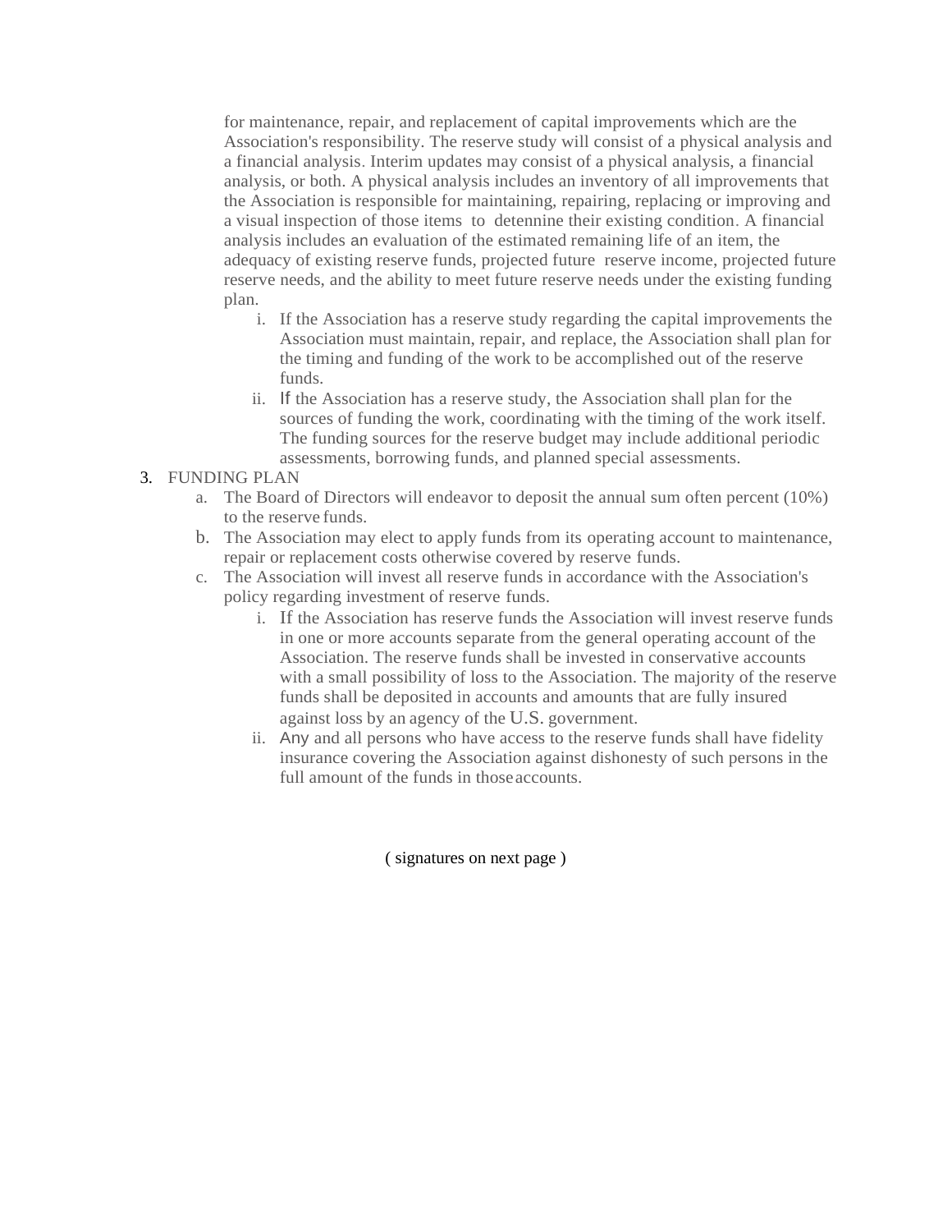for maintenance, repair, and replacement of capital improvements which are the Association's responsibility. The reserve study will consist of a physical analysis and a financial analysis. Interim updates may consist of a physical analysis, a financial analysis, or both. A physical analysis includes an inventory of all improvements that the Association is responsible for maintaining, repairing, replacing or improving and a visual inspection of those items to detennine their existing condition. A financial analysis includes an evaluation of the estimated remaining life of an item, the adequacy of existing reserve funds, projected future reserve income, projected future reserve needs, and the ability to meet future reserve needs under the existing funding plan.

   i. If the Association has a reserve study regarding the capital improvements the Association must maintain, repair, and replace, the Association shall plan for the timing and funding of the work to be accomplished out of the reserve funds.
   ii. If the Association has a reserve study, the Association shall plan for the sources of funding the work, coordinating with the timing of the work itself. The funding sources for the reserve budget may include additional periodic assessments, borrowing funds, and planned special assessments.

3. FUNDING PLAN
   a. The Board of Directors will endeavor to deposit the annual sum often percent (10%) to the reserve funds.
   b. The Association may elect to apply funds from its operating account to maintenance, repair or replacement costs otherwise covered by reserve funds.
   c. The Association will invest all reserve funds in accordance with the Association's policy regarding investment of reserve funds.
      i. If the Association has reserve funds the Association will invest reserve funds in one or more accounts separate from the general operating account of the Association. The reserve funds shall be invested in conservative accounts with a small possibility of loss to the Association. The majority of the reserve funds shall be deposited in accounts and amounts that are fully insured against loss by an agency of the U.S. government.
      ii. Any and all persons who have access to the reserve funds shall have fidelity insurance covering the Association against dishonesty of such persons in the full amount of the funds in those accounts.

( signatures on next page )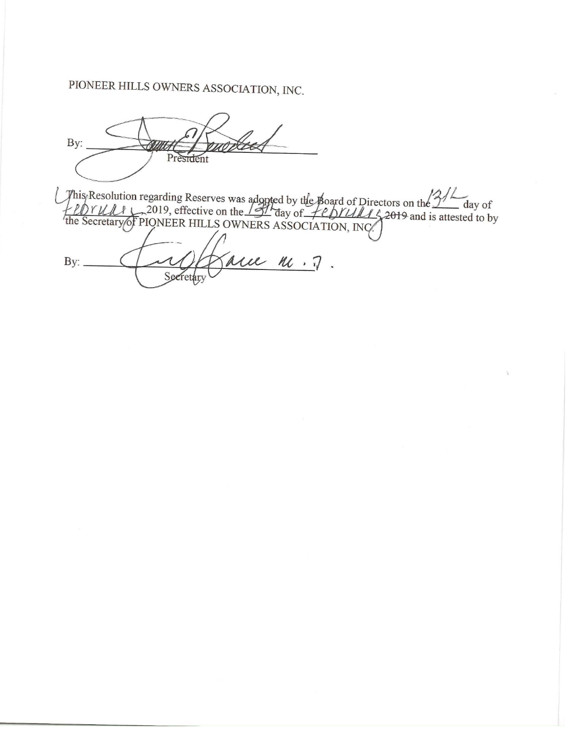PIONEER HILLS OWNERS ASSOCIATION, INC.

By: ___________________________
President

This Resolution regarding Reserves was adopted by the Board of Directors on the 13th day of February, 2019, effective on the 13th day of February, 2019 and is attested to by the Secretary of PIONEER HILLS OWNERS ASSOCIATION, INC.

By: ___________________________
Secretary